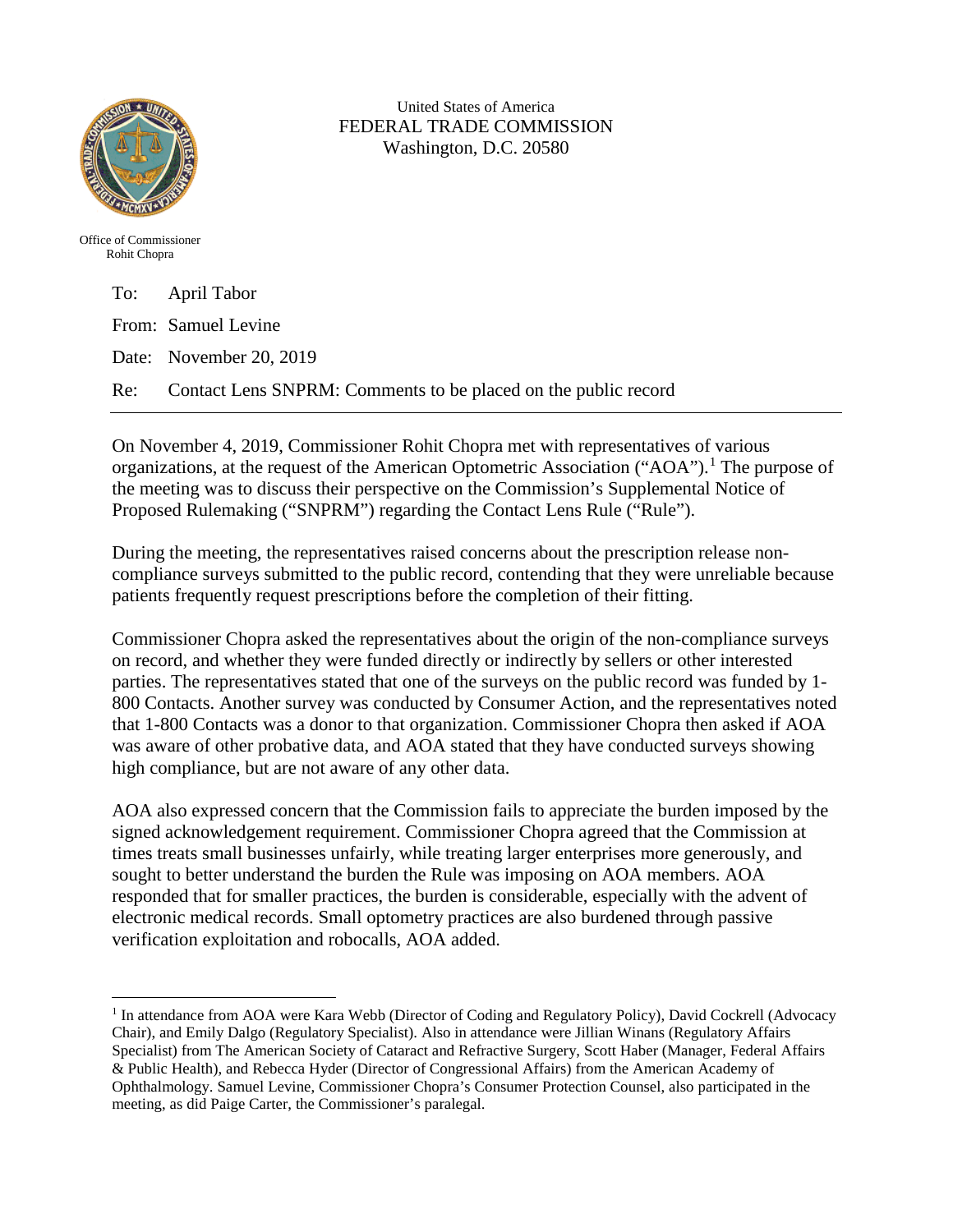United States of America
FEDERAL TRADE COMMISSION
Washington, D.C. 20580

Office of Commissioner
Rohit Chopra

To: April Tabor

From: Samuel Levine

Date: November 20, 2019

Re: Contact Lens SNPRM: Comments to be placed on the public record

---

On November 4, 2019, Commissioner Rohit Chopra met with representatives of various organizations, at the request of the American Optometric Association ("AOA").[1] The purpose of the meeting was to discuss their perspective on the Commission's Supplemental Notice of Proposed Rulemaking ("SNPRM") regarding the Contact Lens Rule ("Rule").

During the meeting, the representatives raised concerns about the prescription release non-compliance surveys submitted to the public record, contending that they were unreliable because patients frequently request prescriptions before the completion of their fitting.

Commissioner Chopra asked the representatives about the origin of the non-compliance surveys on record, and whether they were funded directly or indirectly by sellers or other interested parties. The representatives stated that one of the surveys on the public record was funded by 1-800 Contacts. Another survey was conducted by Consumer Action, and the representatives noted that 1-800 Contacts was a donor to that organization. Commissioner Chopra then asked if AOA was aware of other probative data, and AOA stated that they have conducted surveys showing high compliance, but are not aware of any other data.

AOA also expressed concern that the Commission fails to appreciate the burden imposed by the signed acknowledgement requirement. Commissioner Chopra agreed that the Commission at times treats small businesses unfairly, while treating larger enterprises more generously, and sought to better understand the burden the Rule was imposing on AOA members. AOA responded that for smaller practices, the burden is considerable, especially with the advent of electronic medical records. Small optometry practices are also burdened through passive verification exploitation and robocalls, AOA added.

---

[1] In attendance from AOA were Kara Webb (Director of Coding and Regulatory Policy), David Cockrell (Advocacy Chair), and Emily Dalgo (Regulatory Specialist). Also in attendance were Jillian Winans (Regulatory Affairs Specialist) from The American Society of Cataract and Refractive Surgery, Scott Haber (Manager, Federal Affairs & Public Health), and Rebecca Hyder (Director of Congressional Affairs) from the American Academy of Ophthalmology. Samuel Levine, Commissioner Chopra's Consumer Protection Counsel, also participated in the meeting, as did Paige Carter, the Commissioner's paralegal.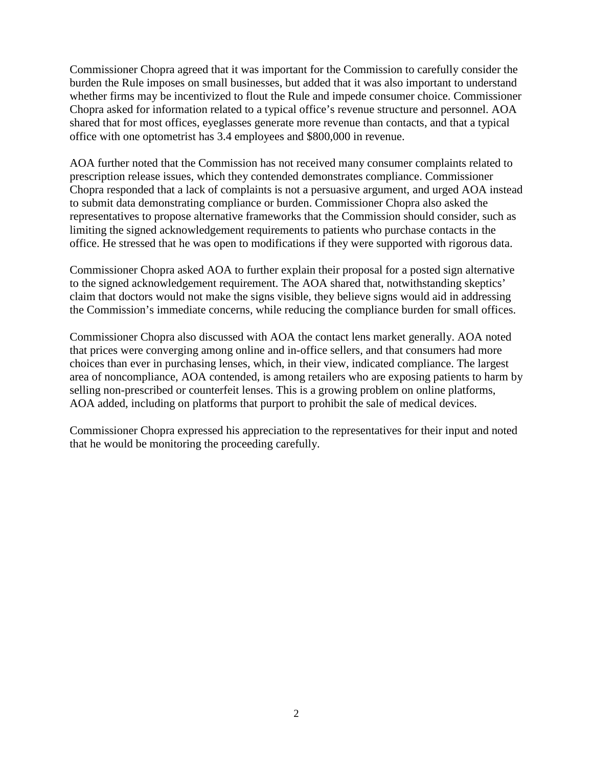Commissioner Chopra agreed that it was important for the Commission to carefully consider the burden the Rule imposes on small businesses, but added that it was also important to understand whether firms may be incentivized to flout the Rule and impede consumer choice. Commissioner Chopra asked for information related to a typical office's revenue structure and personnel. AOA shared that for most offices, eyeglasses generate more revenue than contacts, and that a typical office with one optometrist has 3.4 employees and $800,000 in revenue.

AOA further noted that the Commission has not received many consumer complaints related to prescription release issues, which they contended demonstrates compliance. Commissioner Chopra responded that a lack of complaints is not a persuasive argument, and urged AOA instead to submit data demonstrating compliance or burden. Commissioner Chopra also asked the representatives to propose alternative frameworks that the Commission should consider, such as limiting the signed acknowledgement requirements to patients who purchase contacts in the office. He stressed that he was open to modifications if they were supported with rigorous data.

Commissioner Chopra asked AOA to further explain their proposal for a posted sign alternative to the signed acknowledgement requirement. The AOA shared that, notwithstanding skeptics' claim that doctors would not make the signs visible, they believe signs would aid in addressing the Commission's immediate concerns, while reducing the compliance burden for small offices.

Commissioner Chopra also discussed with AOA the contact lens market generally. AOA noted that prices were converging among online and in-office sellers, and that consumers had more choices than ever in purchasing lenses, which, in their view, indicated compliance. The largest area of noncompliance, AOA contended, is among retailers who are exposing patients to harm by selling non-prescribed or counterfeit lenses. This is a growing problem on online platforms, AOA added, including on platforms that purport to prohibit the sale of medical devices.

Commissioner Chopra expressed his appreciation to the representatives for their input and noted that he would be monitoring the proceeding carefully.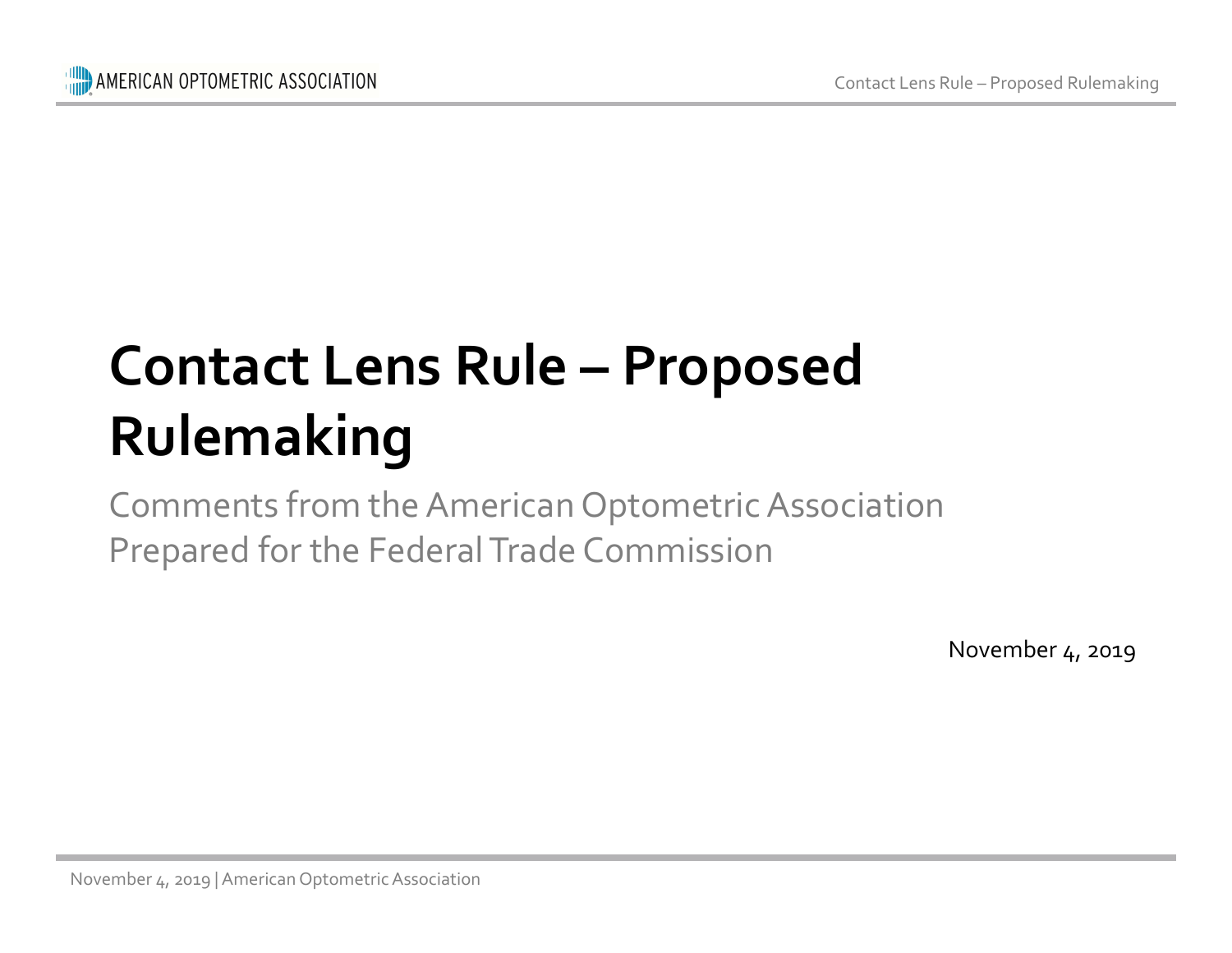# Contact Lens Rule – Proposed Rulemaking

Comments from the American Optometric Association
Prepared for the Federal Trade Commission

November 4, 2019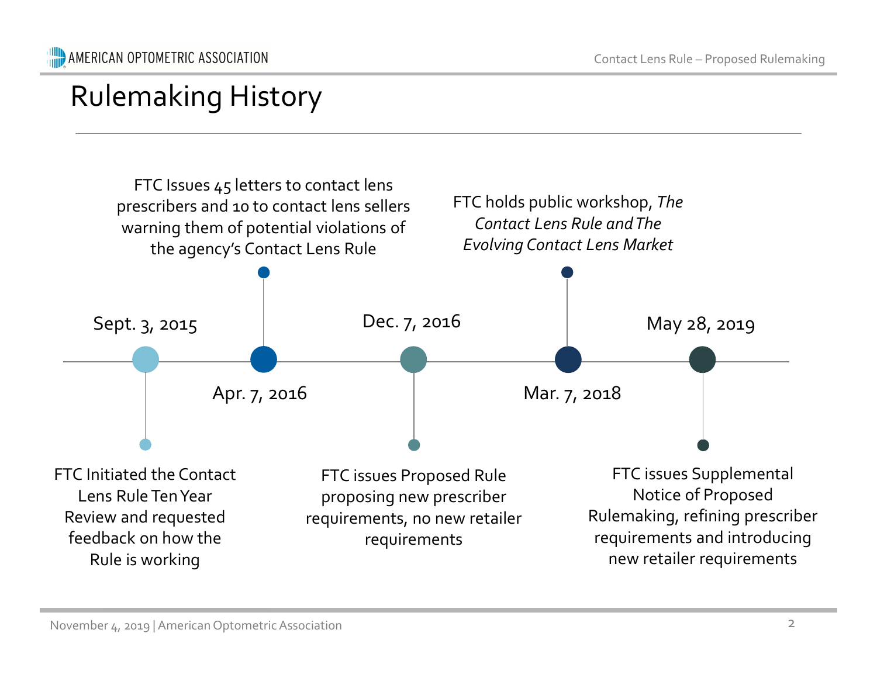# Rulemaking History

**Sept. 3, 2015**
FTC Initiated the Contact Lens Rule Ten Year Review and requested feedback on how the Rule is working

**Apr. 7, 2016**
FTC Issues 45 letters to contact lens prescribers and 10 to contact lens sellers warning them of potential violations of the agency's Contact Lens Rule

**Dec. 7, 2016**
FTC issues Proposed Rule proposing new prescriber requirements, no new retailer requirements

**Mar. 7, 2018**
FTC holds public workshop, *The Contact Lens Rule and The Evolving Contact Lens Market*

**May 28, 2019**
FTC issues Supplemental Notice of Proposed Rulemaking, refining prescriber requirements and introducing new retailer requirements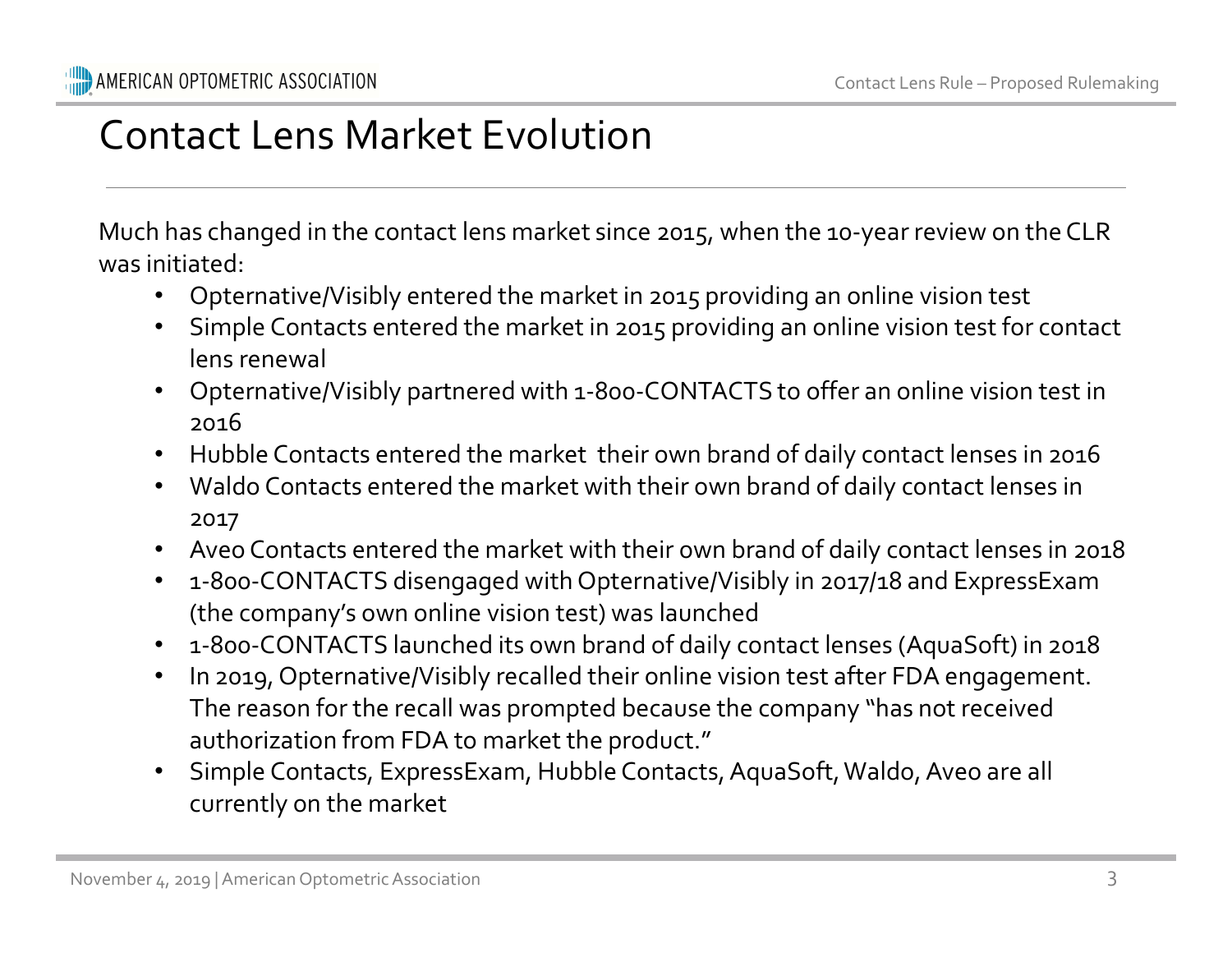# Contact Lens Market Evolution

Much has changed in the contact lens market since 2015, when the 10-year review on the CLR was initiated:

- Opternative/Visibly entered the market in 2015 providing an online vision test
- Simple Contacts entered the market in 2015 providing an online vision test for contact lens renewal
- Opternative/Visibly partnered with 1-800-CONTACTS to offer an online vision test in 2016
- Hubble Contacts entered the market their own brand of daily contact lenses in 2016
- Waldo Contacts entered the market with their own brand of daily contact lenses in 2017
- Aveo Contacts entered the market with their own brand of daily contact lenses in 2018
- 1-800-CONTACTS disengaged with Opternative/Visibly in 2017/18 and ExpressExam (the company's own online vision test) was launched
- 1-800-CONTACTS launched its own brand of daily contact lenses (AquaSoft) in 2018
- In 2019, Opternative/Visibly recalled their online vision test after FDA engagement. The reason for the recall was prompted because the company "has not received authorization from FDA to market the product."
- Simple Contacts, ExpressExam, Hubble Contacts, AquaSoft, Waldo, Aveo are all currently on the market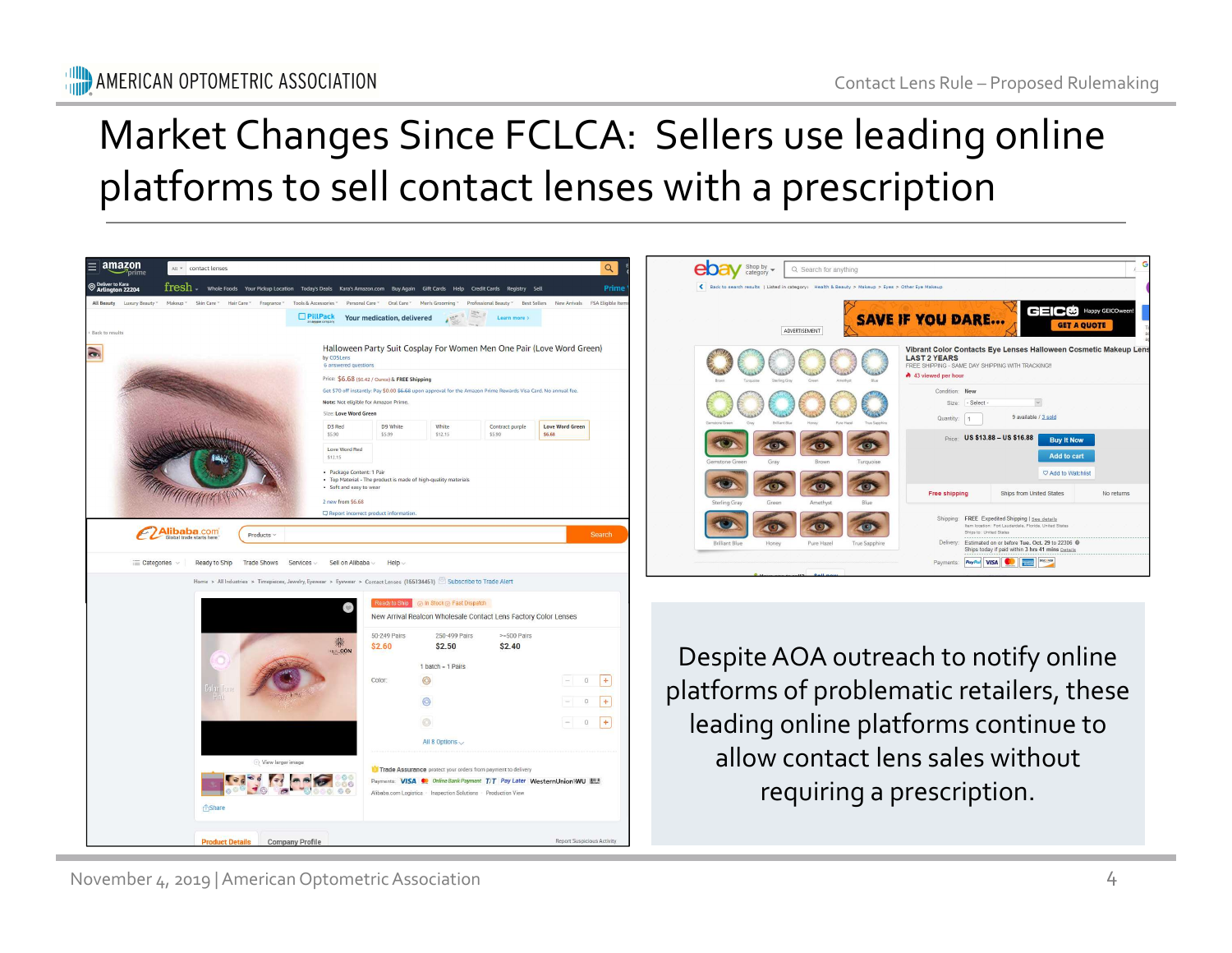# Market Changes Since FCLCA: Sellers use leading online platforms to sell contact lenses with a prescription

Despite AOA outreach to notify online platforms of problematic retailers, these leading online platforms continue to allow contact lens sales without requiring a prescription.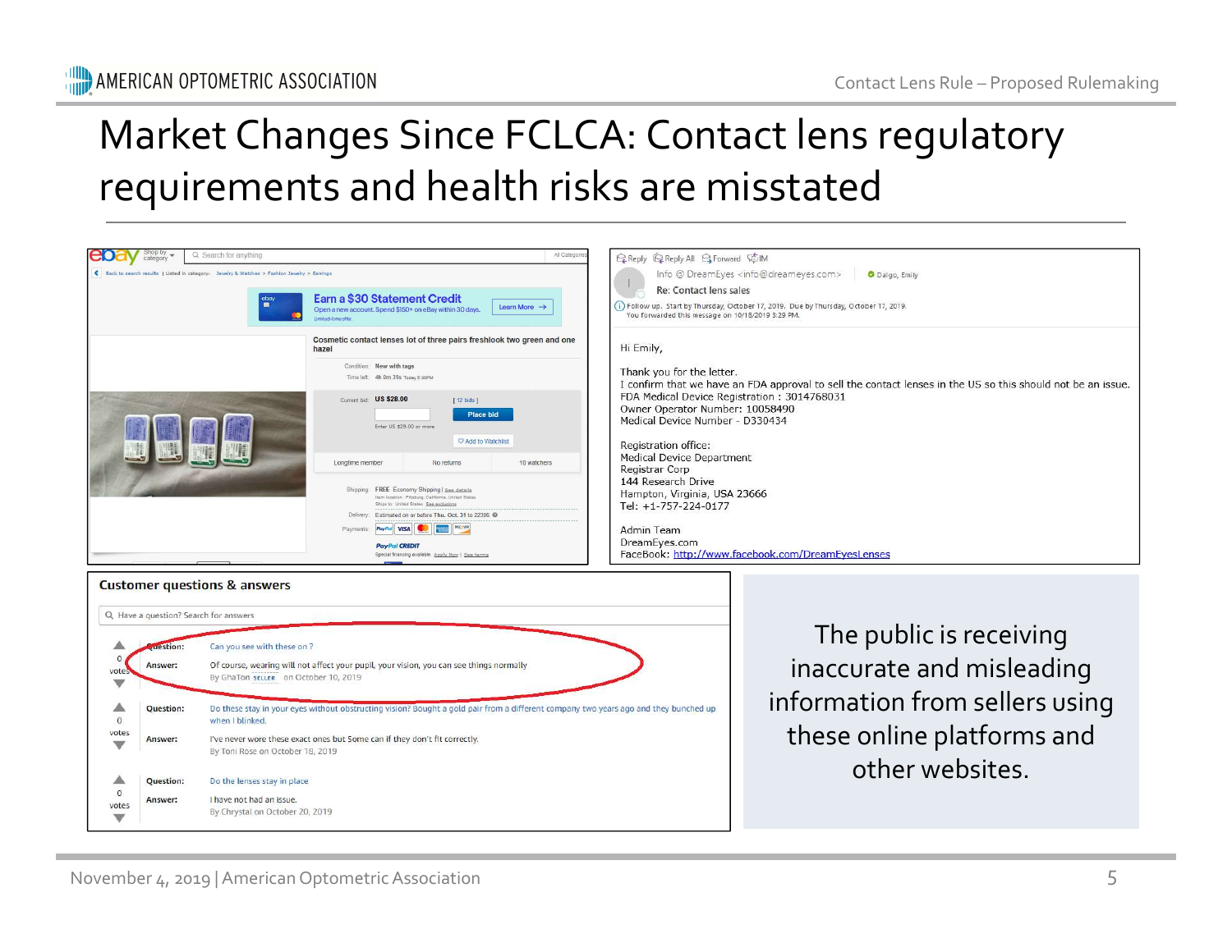# Market Changes Since FCLCA: Contact lens regulatory requirements and health risks are misstated

ebay

Back to search results | Listed in category: Jewelry & Watches > Fashion Jewelry > Earrings

Earn a $30 Statement Credit
Open a new account. Spend $150+ on eBay within 30 days.

Cosmetic contact lenses lot of three pairs freshlook two green and one hazel

Condition: New with tags

Time left: 4h 0m 39s

Current bid: US $28.00 [ 12 bids ]

Place bid

Enter US $29.00 or more

Add to Watchlist

Longtime member | No returns | 10 watchers

Shipping: FREE Economy Shipping | See details
Item location: Pittsburg, California, United States
Ships to: United States

Delivery: Estimated on or before Thu. Oct. 31 to 22306

Payments: PayPal VISA

PayPal CREDIT

Reply | Reply All | Forward | IM

Info @ DreamEyes <info@dreameyes.com>

Re: Contact lens sales

Follow up. Start by Thursday, October 17, 2019. Due by Thursday, October 17, 2019.
You forwarded this message on 10/18/2019 3:29 PM.

Hi Emily,

Thank you for the letter.
I confirm that we have an FDA approval to sell the contact lenses in the US so this should not be an issue.
FDA Medical Device Registration : 3014768031
Owner Operator Number: 10058490
Medical Device Number - D330434

Registration office:
Medical Device Department
Registrar Corp
144 Research Drive
Hampton, Virginia, USA 23666
Tel: +1-757-224-0177

Admin Team
DreamEyes.com
FaceBook: http://www.facebook.com/DreamEyesLenses

**Customer questions & answers**

Have a question? Search for answers

Question: Can you see with these on ?
Answer: Of course, wearing will not affect your pupil, your vision, you can see things normally
By GhaTon SELLER on October 10, 2019

Question: Do these stay in your eyes without obstructing vision? Bought a gold pair from a different company two years ago and they bunched up when I blinked.
Answer: I've never wore these exact ones but Some can if they don't fit correctly.
By Toni Rose on October 18, 2019

Question: Do the lenses stay in place
Answer: I have not had an issue.
By Chrystal on October 20, 2019

The public is receiving inaccurate and misleading information from sellers using these online platforms and other websites.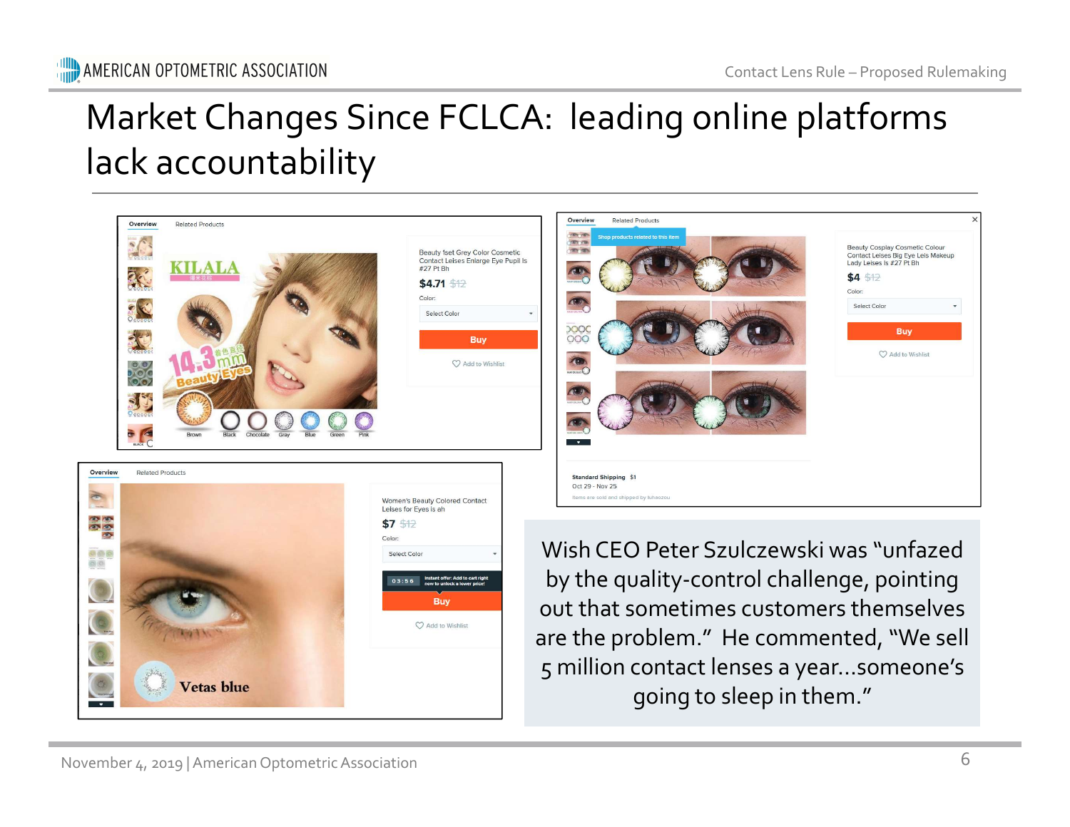# Market Changes Since FCLCA: leading online platforms lack accountability

Overview | Related Products

KILALA

14.3mm Beauty Eyes

Brown Black Chocolate Gray Blue Green Pink

Beauty 1set Grey Color Cosmetic Contact Leises Enlarge Eye Pupil Is #27 Pt Bh

**$4.71** ~~$12~~

Color:

Select Color

Buy

Add to Wishlist

Overview | Related Products

Shop products related to this item

Beauty Cosplay Cosmetic Colour Contact Leises Big Eye Leis Makeup Lady Leises Is #27 Pt Bh

**$4** ~~$12~~

Color:

Select Color

Buy

Add to Wishlist

Standard Shipping $1

Oct 29 - Nov 25

Items are sold and shipped by luhaozou

Overview | Related Products

Vetas blue

Women's Beauty Colored Contact Leises for Eyes is ah

**$7** ~~$12~~

Color:

Select Color

03:56 Instant offer: Add to cart right now to unlock a lower price!

Buy

Add to Wishlist

Wish CEO Peter Szulczewski was "unfazed by the quality-control challenge, pointing out that sometimes customers themselves are the problem." He commented, "We sell 5 million contact lenses a year…someone's going to sleep in them."

November 4, 2019 | American Optometric Association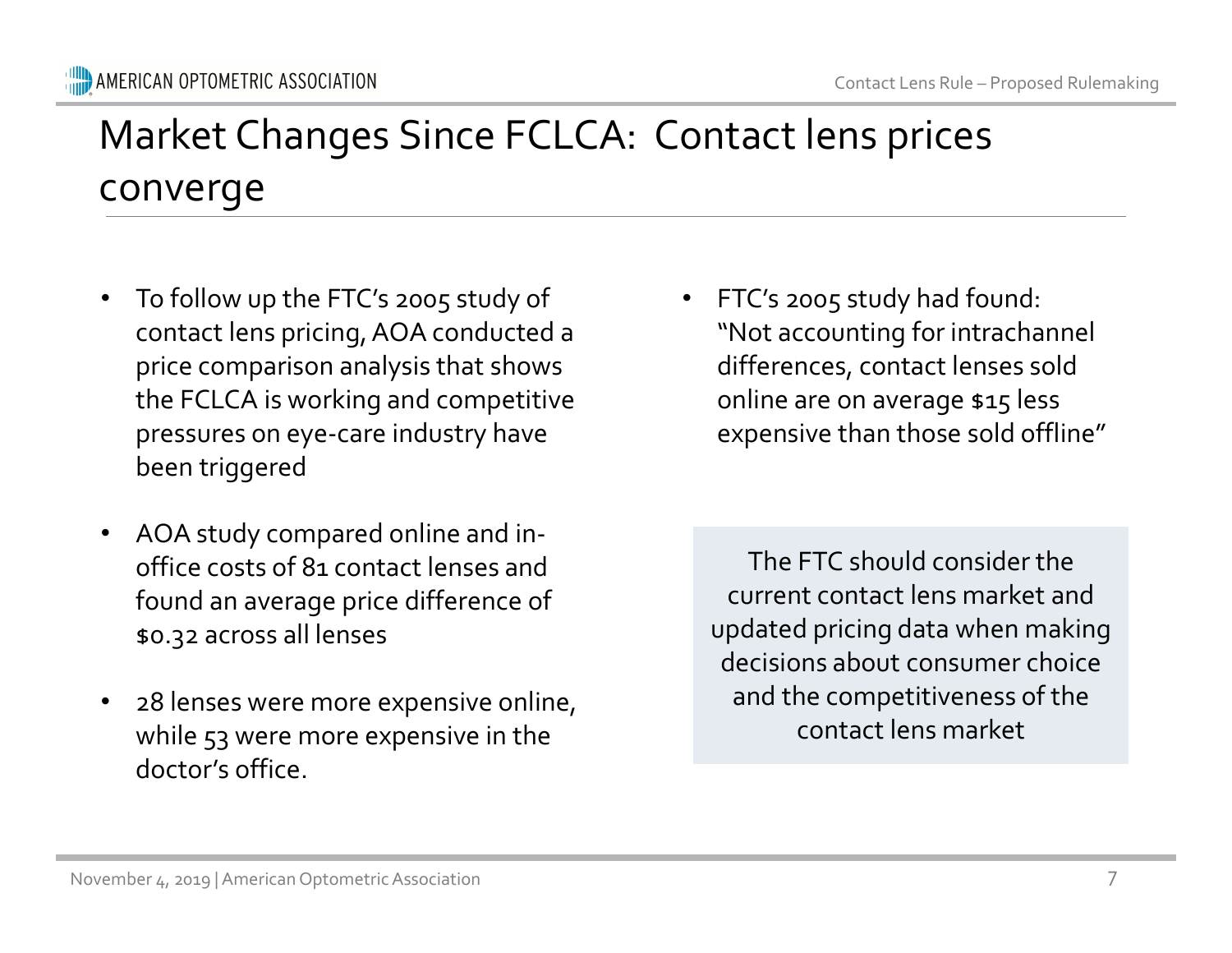# Market Changes Since FCLCA: Contact lens prices converge

- To follow up the FTC's 2005 study of contact lens pricing, AOA conducted a price comparison analysis that shows the FCLCA is working and competitive pressures on eye-care industry have been triggered
- AOA study compared online and in-office costs of 81 contact lenses and found an average price difference of $0.32 across all lenses
- 28 lenses were more expensive online, while 53 were more expensive in the doctor's office.

- FTC's 2005 study had found: "Not accounting for intrachannel differences, contact lenses sold online are on average $15 less expensive than those sold offline"

The FTC should consider the current contact lens market and updated pricing data when making decisions about consumer choice and the competitiveness of the contact lens market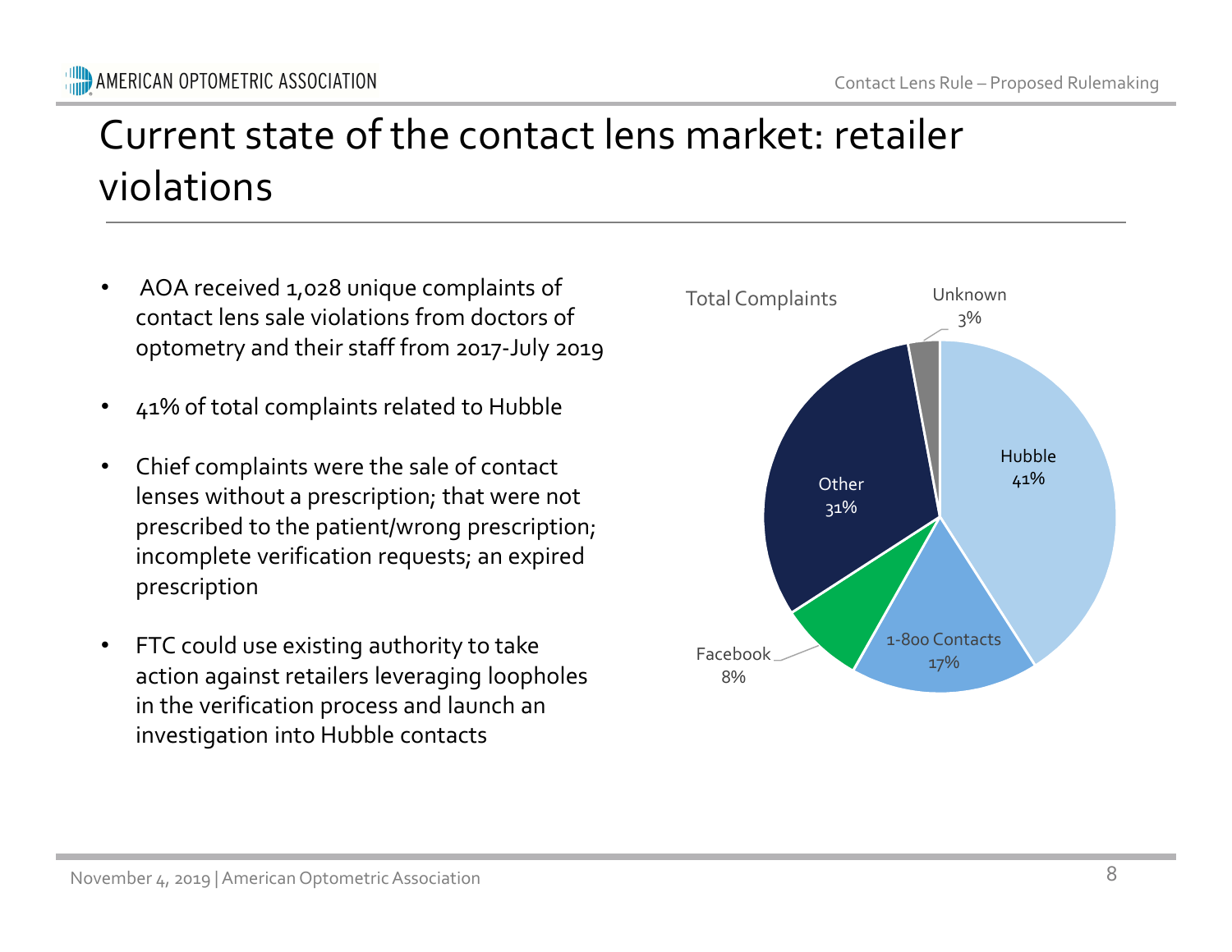# Current state of the contact lens market: retailer violations

- AOA received 1,028 unique complaints of contact lens sale violations from doctors of optometry and their staff from 2017-July 2019
- 41% of total complaints related to Hubble
- Chief complaints were the sale of contact lenses without a prescription; that were not prescribed to the patient/wrong prescription; incomplete verification requests; an expired prescription
- FTC could use existing authority to take action against retailers leveraging loopholes in the verification process and launch an investigation into Hubble contacts

Total Complaints

| Source | Share |
| --- | --- |
| Hubble | 41% |
| 1-800 Contacts | 17% |
| Facebook | 8% |
| Other | 31% |
| Unknown | 3% |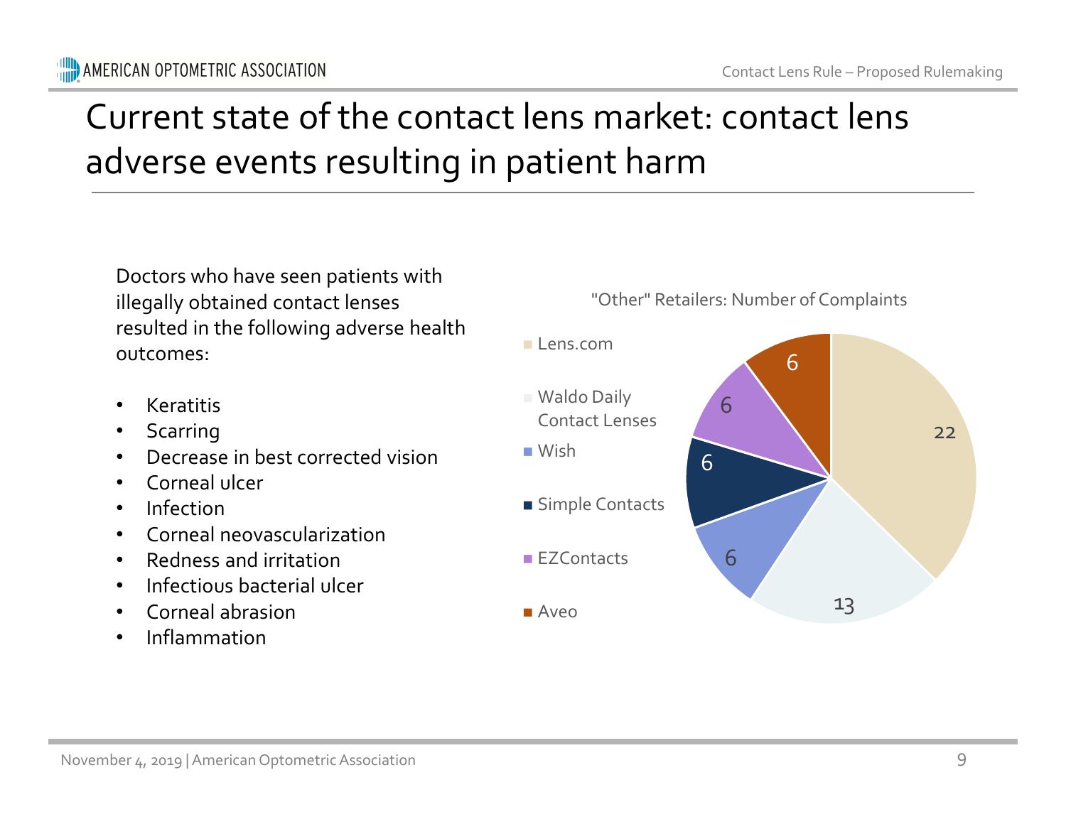# Current state of the contact lens market: contact lens adverse events resulting in patient harm

Doctors who have seen patients with illegally obtained contact lenses resulted in the following adverse health outcomes:

- Keratitis
- Scarring
- Decrease in best corrected vision
- Corneal ulcer
- Infection
- Corneal neovascularization
- Redness and irritation
- Infectious bacterial ulcer
- Corneal abrasion
- Inflammation

"Other" Retailers: Number of Complaints

| Retailer | Number of Complaints |
| --- | --- |
| Lens.com | 22 |
| Waldo Daily Contact Lenses | 13 |
| Wish | 6 |
| Simple Contacts | 6 |
| EZContacts | 6 |
| Aveo | 6 |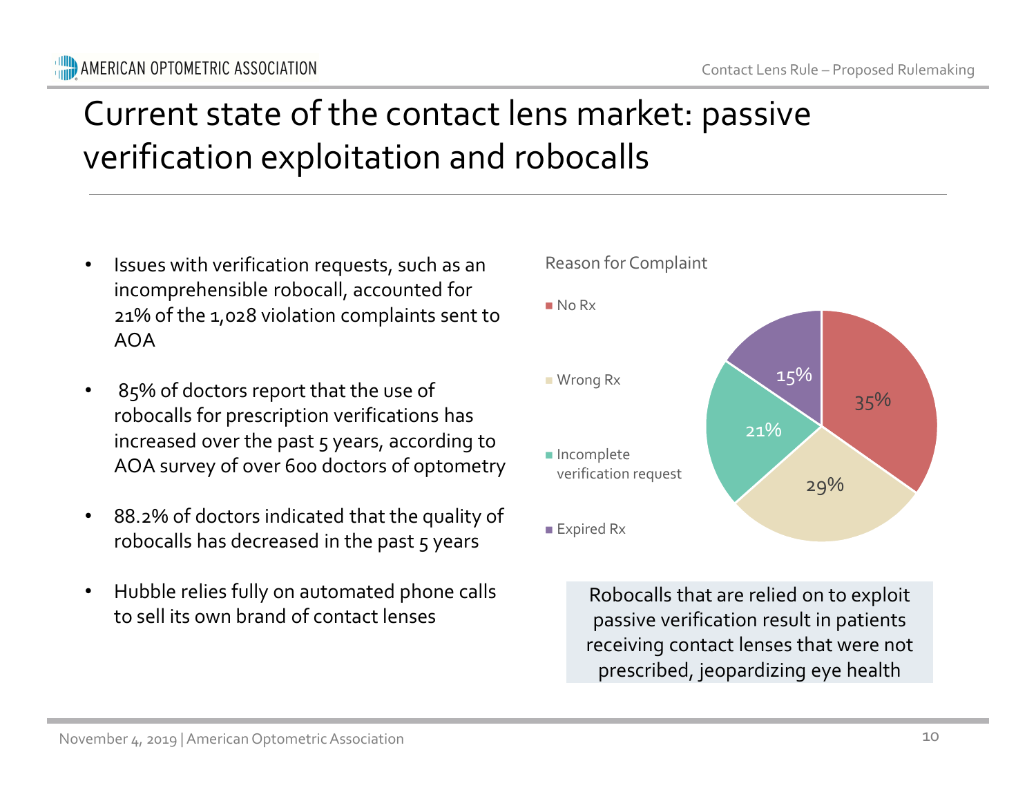# Current state of the contact lens market: passive verification exploitation and robocalls

- Issues with verification requests, such as an incomprehensible robocall, accounted for 21% of the 1,028 violation complaints sent to AOA
- 85% of doctors report that the use of robocalls for prescription verifications has increased over the past 5 years, according to AOA survey of over 600 doctors of optometry
- 88.2% of doctors indicated that the quality of robocalls has decreased in the past 5 years
- Hubble relies fully on automated phone calls to sell its own brand of contact lenses

**Reason for Complaint**

| Reason | Percentage |
| --- | --- |
| No Rx | 35% |
| Wrong Rx | 29% |
| Incomplete verification request | 21% |
| Expired Rx | 15% |

Robocalls that are relied on to exploit passive verification result in patients receiving contact lenses that were not prescribed, jeopardizing eye health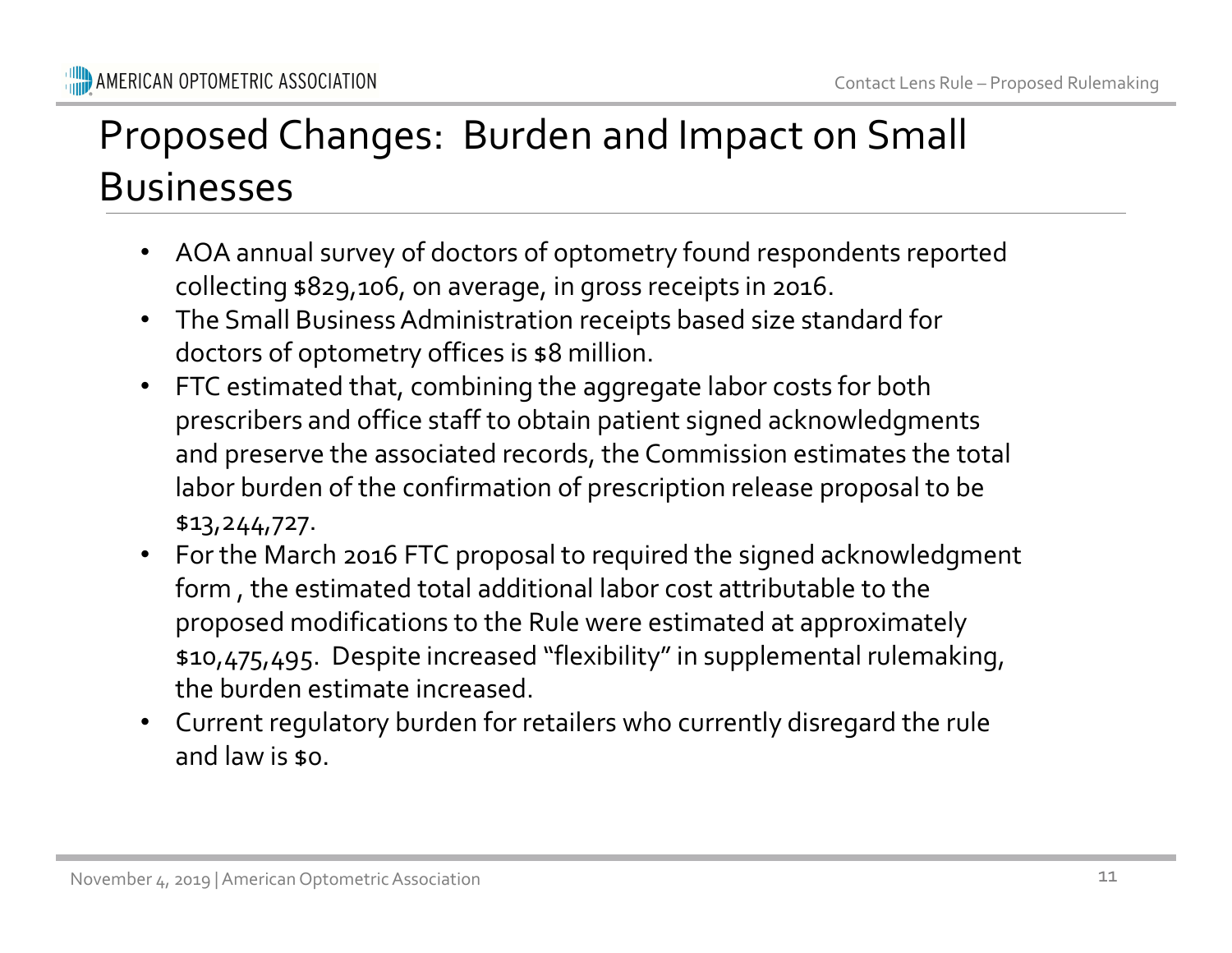# Proposed Changes: Burden and Impact on Small Businesses

- AOA annual survey of doctors of optometry found respondents reported collecting $829,106, on average, in gross receipts in 2016.
- The Small Business Administration receipts based size standard for doctors of optometry offices is $8 million.
- FTC estimated that, combining the aggregate labor costs for both prescribers and office staff to obtain patient signed acknowledgments and preserve the associated records, the Commission estimates the total labor burden of the confirmation of prescription release proposal to be $13,244,727.
- For the March 2016 FTC proposal to required the signed acknowledgment form , the estimated total additional labor cost attributable to the proposed modifications to the Rule were estimated at approximately $10,475,495. Despite increased "flexibility" in supplemental rulemaking, the burden estimate increased.
- Current regulatory burden for retailers who currently disregard the rule and law is $0.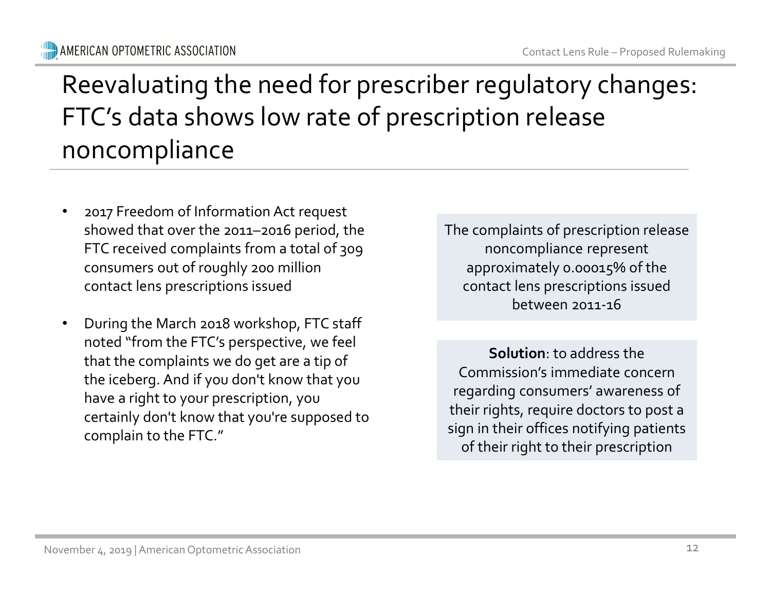# Reevaluating the need for prescriber regulatory changes: FTC's data shows low rate of prescription release noncompliance

- 2017 Freedom of Information Act request showed that over the 2011–2016 period, the FTC received complaints from a total of 309 consumers out of roughly 200 million contact lens prescriptions issued
- During the March 2018 workshop, FTC staff noted "from the FTC's perspective, we feel that the complaints we do get are a tip of the iceberg. And if you don't know that you have a right to your prescription, you certainly don't know that you're supposed to complain to the FTC."

The complaints of prescription release noncompliance represent approximately 0.00015% of the contact lens prescriptions issued between 2011-16

**Solution**: to address the Commission's immediate concern regarding consumers' awareness of their rights, require doctors to post a sign in their offices notifying patients of their right to their prescription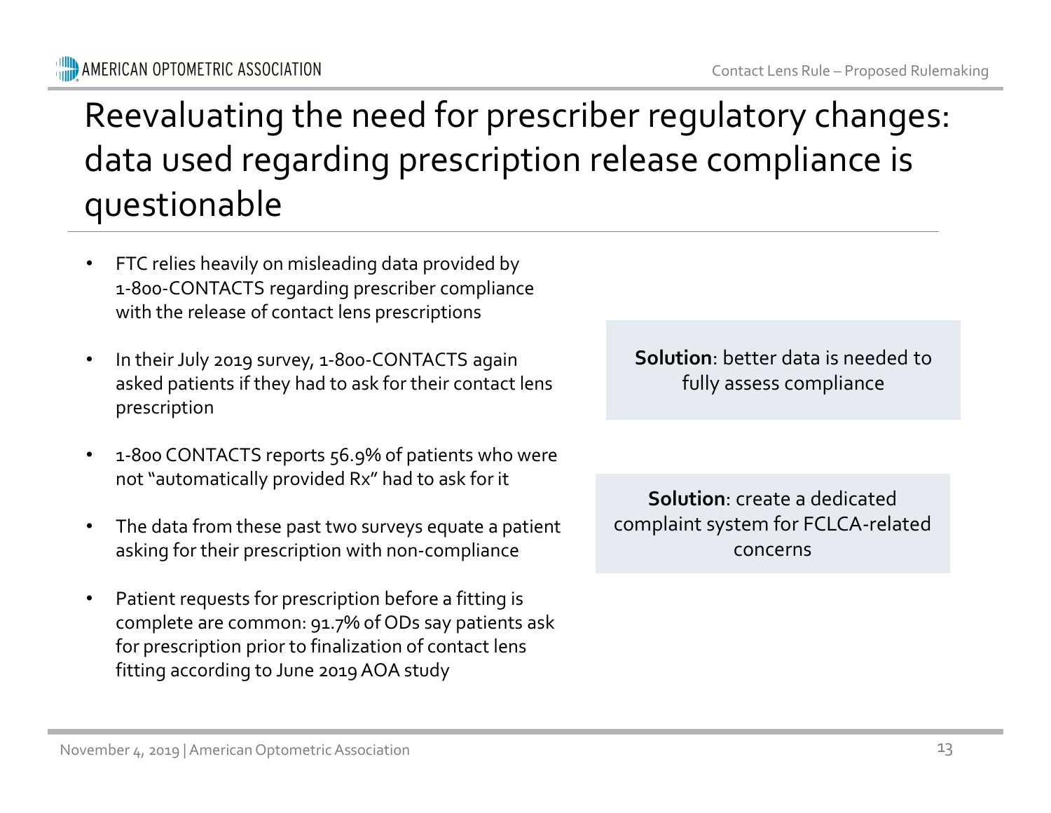# Reevaluating the need for prescriber regulatory changes: data used regarding prescription release compliance is questionable

- FTC relies heavily on misleading data provided by 1-800-CONTACTS regarding prescriber compliance with the release of contact lens prescriptions
- In their July 2019 survey, 1-800-CONTACTS again asked patients if they had to ask for their contact lens prescription
- 1-800 CONTACTS reports 56.9% of patients who were not "automatically provided Rx" had to ask for it
- The data from these past two surveys equate a patient asking for their prescription with non-compliance
- Patient requests for prescription before a fitting is complete are common: 91.7% of ODs say patients ask for prescription prior to finalization of contact lens fitting according to June 2019 AOA study

**Solution**: better data is needed to fully assess compliance

**Solution**: create a dedicated complaint system for FCLCA-related concerns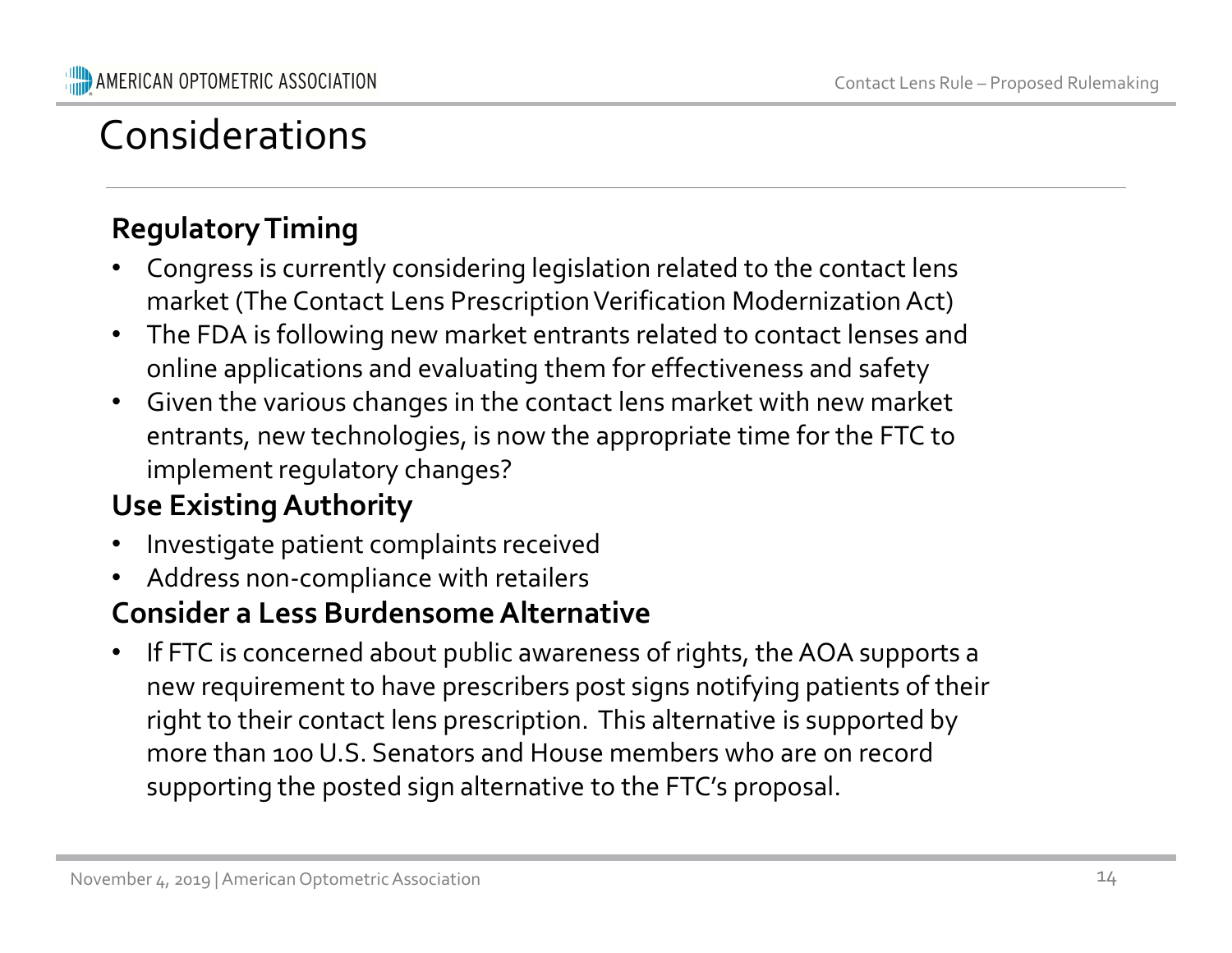# Considerations

### Regulatory Timing

- Congress is currently considering legislation related to the contact lens market (The Contact Lens Prescription Verification Modernization Act)
- The FDA is following new market entrants related to contact lenses and online applications and evaluating them for effectiveness and safety
- Given the various changes in the contact lens market with new market entrants, new technologies, is now the appropriate time for the FTC to implement regulatory changes?

### Use Existing Authority

- Investigate patient complaints received
- Address non-compliance with retailers

### Consider a Less Burdensome Alternative

- If FTC is concerned about public awareness of rights, the AOA supports a new requirement to have prescribers post signs notifying patients of their right to their contact lens prescription. This alternative is supported by more than 100 U.S. Senators and House members who are on record supporting the posted sign alternative to the FTC's proposal.